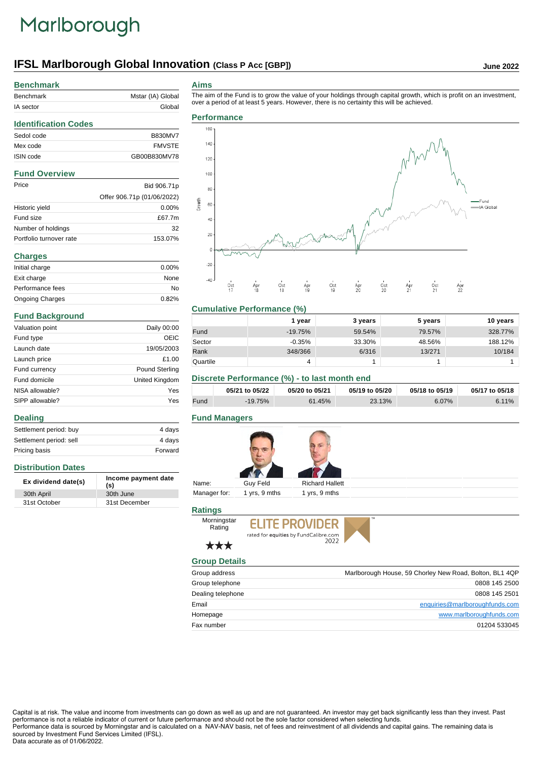Marlborough

# IFSL Marlborough Global Innovation (Class P Acc [GBP])

June 2022

## Benchmark

| | |
|---|---|
| Benchmark | Mstar (IA) Global |
| IA sector | Global |

## Identification Codes

| | |
|---|---|
| Sedol code | B830MV7 |
| Mex code | FMVSTE |
| ISIN code | GB00B830MV78 |

## Fund Overview

| | |
|---|---|
| Price | Bid 906.71p |
| | Offer 906.71p (01/06/2022) |
| Historic yield | 0.00% |
| Fund size | £67.7m |
| Number of holdings | 32 |
| Portfolio turnover rate | 153.07% |

## Charges

| | |
|---|---|
| Initial charge | 0.00% |
| Exit charge | None |
| Performance fees | No |
| Ongoing Charges | 0.82% |

## Fund Background

| | |
|---|---|
| Valuation point | Daily 00:00 |
| Fund type | OEIC |
| Launch date | 19/05/2003 |
| Launch price | £1.00 |
| Fund currency | Pound Sterling |
| Fund domicile | United Kingdom |
| NISA allowable? | Yes |
| SIPP allowable? | Yes |

## Dealing

| | |
|---|---|
| Settlement period: buy | 4 days |
| Settlement period: sell | 4 days |
| Pricing basis | Forward |

## Distribution Dates

| Ex dividend date(s) | Income payment date (s) |
|---|---|
| 30th April | 30th June |
| 31st October | 31st December |

## Aims

The aim of the Fund is to grow the value of your holdings through capital growth, which is profit on an investment, over a period of at least 5 years. However, there is no certainty this will be achieved.

## Performance

## Cumulative Performance (%)

| | 1 year | 3 years | 5 years | 10 years |
|---|---|---|---|---|
| Fund | -19.75% | 59.54% | 79.57% | 328.77% |
| Sector | -0.35% | 33.30% | 48.56% | 188.12% |
| Rank | 348/366 | 6/316 | 13/271 | 10/184 |
| Quartile | 4 | 1 | 1 | 1 |

## Discrete Performance (%) - to last month end

| | 05/21 to 05/22 | 05/20 to 05/21 | 05/19 to 05/20 | 05/18 to 05/19 | 05/17 to 05/18 |
|---|---|---|---|---|---|
| Fund | -19.75% | 61.45% | 23.13% | 6.07% | 6.11% |

## Fund Managers

| | | |
|---|---|---|
| Name: | Guy Feld | Richard Hallett |
| Manager for: | 1 yrs, 9 mths | 1 yrs, 9 mths |

## Ratings

Morningstar Rating ★★★

ELITE PROVIDER rated for equities by FundCalibre.com 2022

## Group Details

| | |
|---|---|
| Group address | Marlborough House, 59 Chorley New Road, Bolton, BL1 4QP |
| Group telephone | 0808 145 2500 |
| Dealing telephone | 0808 145 2501 |
| Email | enquiries@marlboroughfunds.com |
| Homepage | www.marlboroughfunds.com |
| Fax number | 01204 533045 |

Capital is at risk. The value and income from investments can go down as well as up and are not guaranteed. An investor may get back significantly less than they invest. Past performance is not a reliable indicator of current or future performance and should not be the sole factor considered when selecting funds.
Performance data is sourced by Morningstar and is calculated on a NAV-NAV basis, net of fees and reinvestment of all dividends and capital gains. The remaining data is sourced by Investment Fund Services Limited (IFSL).
Data accurate as of 01/06/2022.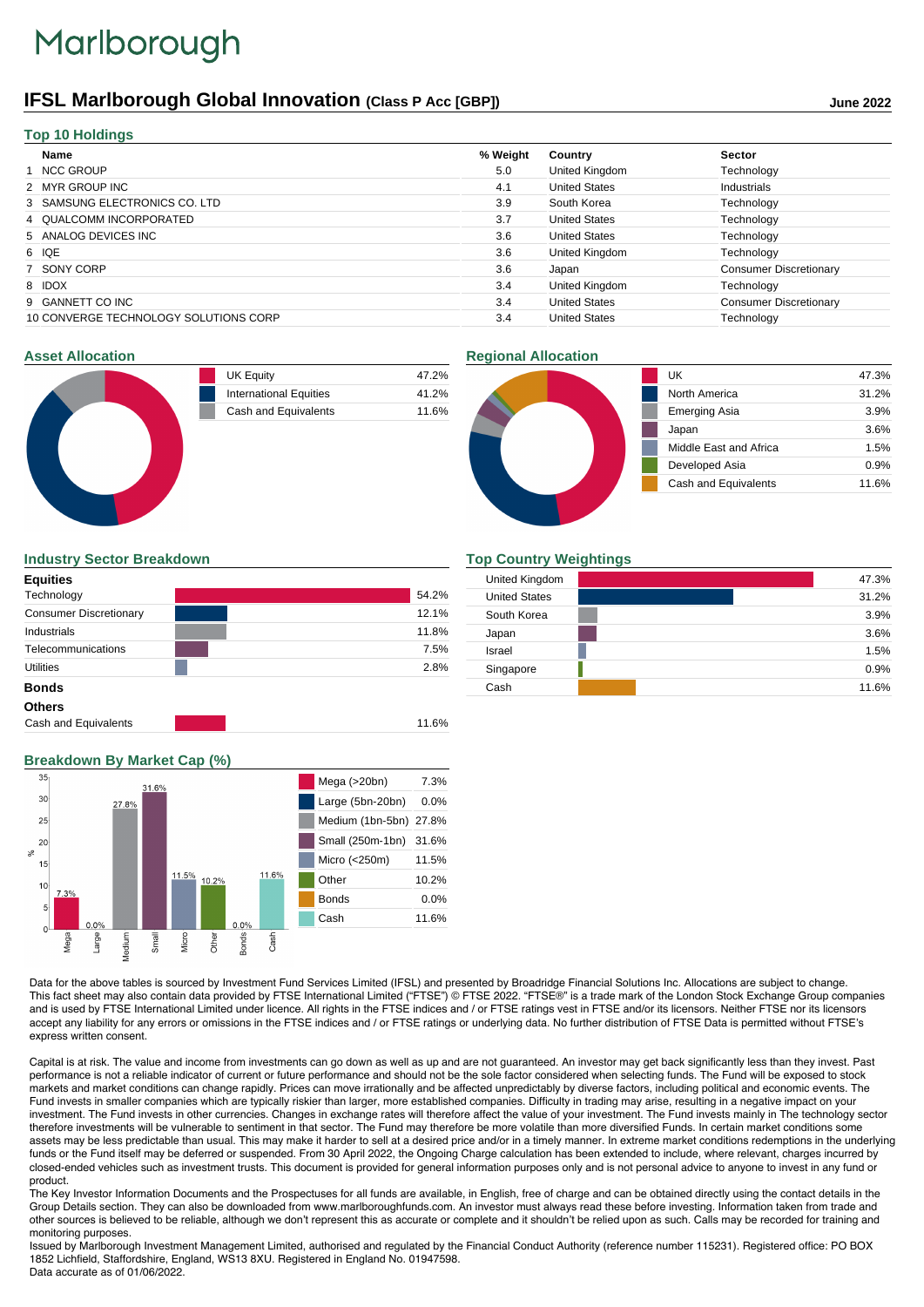Marlborough

# IFSL Marlborough Global Innovation (Class P Acc [GBP])

June 2022

## Top 10 Holdings

| | Name | % Weight | Country | Sector |
|---|---|---|---|---|
| 1 | NCC GROUP | 5.0 | United Kingdom | Technology |
| 2 | MYR GROUP INC | 4.1 | United States | Industrials |
| 3 | SAMSUNG ELECTRONICS CO. LTD | 3.9 | South Korea | Technology |
| 4 | QUALCOMM INCORPORATED | 3.7 | United States | Technology |
| 5 | ANALOG DEVICES INC | 3.6 | United States | Technology |
| 6 | IQE | 3.6 | United Kingdom | Technology |
| 7 | SONY CORP | 3.6 | Japan | Consumer Discretionary |
| 8 | IDOX | 3.4 | United Kingdom | Technology |
| 9 | GANNETT CO INC | 3.4 | United States | Consumer Discretionary |
| 10 | CONVERGE TECHNOLOGY SOLUTIONS CORP | 3.4 | United States | Technology |

## Asset Allocation

UK Equity 47.2%
International Equities 41.2%
Cash and Equivalents 11.6%

## Regional Allocation

UK 47.3%
North America 31.2%
Emerging Asia 3.9%
Japan 3.6%
Middle East and Africa 1.5%
Developed Asia 0.9%
Cash and Equivalents 11.6%

## Industry Sector Breakdown

**Equities**
Technology 54.2%
Consumer Discretionary 12.1%
Industrials 11.8%
Telecommunications 7.5%
Utilities 2.8%

**Bonds**

**Others**
Cash and Equivalents 11.6%

## Top Country Weightings

United Kingdom 47.3%
United States 31.2%
South Korea 3.9%
Japan 3.6%
Israel 1.5%
Singapore 0.9%
Cash 11.6%

## Breakdown By Market Cap (%)

%
35
30
25
20
15
10
5
0

7.3% 0.0% 27.8% 31.6% 11.5% 10.2% 0.0% 11.6%
Mega Large Medium Small Micro Other Bonds Cash

Mega (>20bn) 7.3%
Large (5bn-20bn) 0.0%
Medium (1bn-5bn) 27.8%
Small (250m-1bn) 31.6%
Micro (<250m) 11.5%
Other 10.2%
Bonds 0.0%
Cash 11.6%

Data for the above tables is sourced by Investment Fund Services Limited (IFSL) and presented by Broadridge Financial Solutions Inc. Allocations are subject to change. This fact sheet may also contain data provided by FTSE International Limited ("FTSE") © FTSE 2022. "FTSE®" is a trade mark of the London Stock Exchange Group companies and is used by FTSE International Limited under licence. All rights in the FTSE indices and / or FTSE ratings vest in FTSE and/or its licensors. Neither FTSE nor its licensors accept any liability for any errors or omissions in the FTSE indices and / or FTSE ratings or underlying data. No further distribution of FTSE Data is permitted without FTSE's express written consent.

Capital is at risk. The value and income from investments can go down as well as up and are not guaranteed. An investor may get back significantly less than they invest. Past performance is not a reliable indicator of current or future performance and should not be the sole factor considered when selecting funds. The Fund will be exposed to stock markets and market conditions can change rapidly. Prices can move irrationally and be affected unpredictably by diverse factors, including political and economic events. The Fund invests in smaller companies which are typically riskier than larger, more established companies. Difficulty in trading may arise, resulting in a negative impact on your investment. The Fund invests in other currencies. Changes in exchange rates will therefore affect the value of your investment. The Fund invests mainly in The technology sector therefore investments will be vulnerable to sentiment in that sector. The Fund may therefore be more volatile than more diversified Funds. In certain market conditions some assets may be less predictable than usual. This may make it harder to sell at a desired price and/or in a timely manner. In extreme market conditions redemptions in the underlying funds or the Fund itself may be deferred or suspended. From 30 April 2022, the Ongoing Charge calculation has been extended to include, where relevant, charges incurred by closed-ended vehicles such as investment trusts. This document is provided for general information purposes only and is not personal advice to anyone to invest in any fund or product.

The Key Investor Information Documents and the Prospectuses for all funds are available, in English, free of charge and can be obtained directly using the contact details in the Group Details section. They can also be downloaded from www.marlboroughfunds.com. An investor must always read these before investing. Information taken from trade and other sources is believed to be reliable, although we don't represent this as accurate or complete and it shouldn't be relied upon as such. Calls may be recorded for training and monitoring purposes.

Issued by Marlborough Investment Management Limited, authorised and regulated by the Financial Conduct Authority (reference number 115231). Registered office: PO BOX 1852 Lichfield, Staffordshire, England, WS13 8XU. Registered in England No. 01947598.

Data accurate as of 01/06/2022.